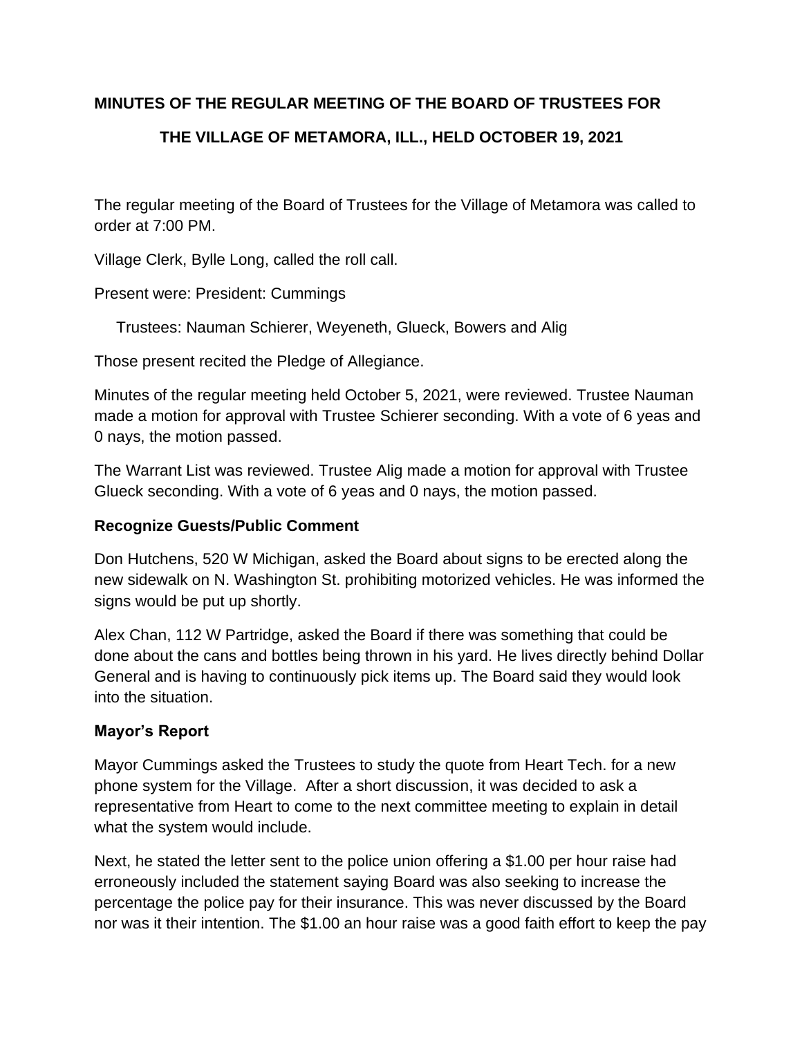**MINUTES OF THE REGULAR MEETING OF THE BOARD OF TRUSTEES FOR THE VILLAGE OF METAMORA, ILL., HELD OCTOBER 19, 2021**

The regular meeting of the Board of Trustees for the Village of Metamora was called to order at 7:00 PM.

Village Clerk, Bylle Long, called the roll call.

Present were: President: Cummings

Trustees: Nauman Schierer, Weyeneth, Glueck, Bowers and Alig

Those present recited the Pledge of Allegiance.

Minutes of the regular meeting held October 5, 2021, were reviewed. Trustee Nauman made a motion for approval with Trustee Schierer seconding. With a vote of 6 yeas and 0 nays, the motion passed.

The Warrant List was reviewed. Trustee Alig made a motion for approval with Trustee Glueck seconding. With a vote of 6 yeas and 0 nays, the motion passed.

**Recognize Guests/Public Comment**

Don Hutchens, 520 W Michigan, asked the Board about signs to be erected along the new sidewalk on N. Washington St. prohibiting motorized vehicles. He was informed the signs would be put up shortly.

Alex Chan, 112 W Partridge, asked the Board if there was something that could be done about the cans and bottles being thrown in his yard. He lives directly behind Dollar General and is having to continuously pick items up. The Board said they would look into the situation.

**Mayor's Report**

Mayor Cummings asked the Trustees to study the quote from Heart Tech. for a new phone system for the Village. After a short discussion, it was decided to ask a representative from Heart to come to the next committee meeting to explain in detail what the system would include.

Next, he stated the letter sent to the police union offering a $1.00 per hour raise had erroneously included the statement saying Board was also seeking to increase the percentage the police pay for their insurance. This was never discussed by the Board nor was it their intention. The $1.00 an hour raise was a good faith effort to keep the pay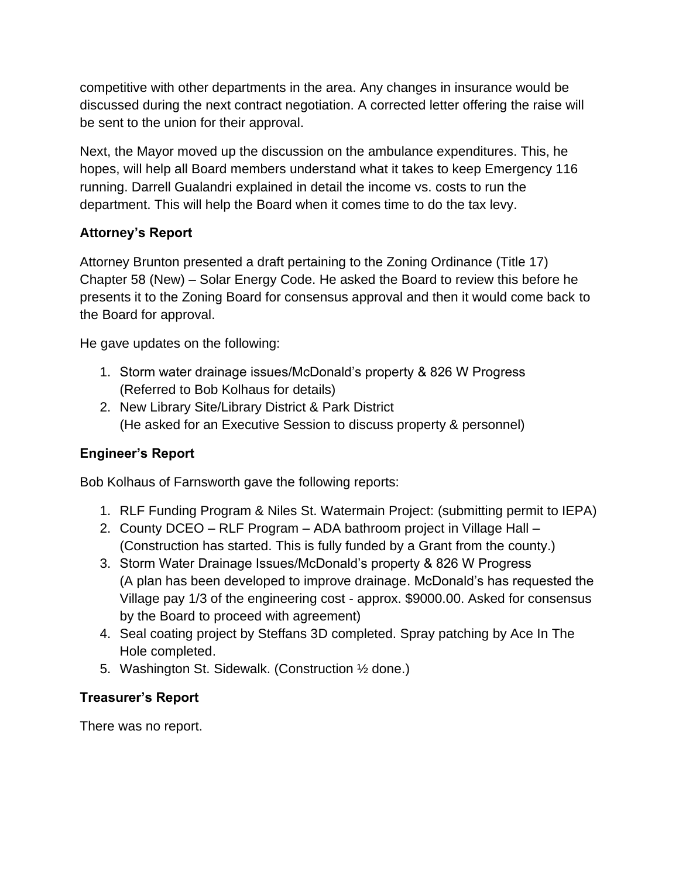competitive with other departments in the area. Any changes in insurance would be discussed during the next contract negotiation. A corrected letter offering the raise will be sent to the union for their approval.

Next, the Mayor moved up the discussion on the ambulance expenditures. This, he hopes, will help all Board members understand what it takes to keep Emergency 116 running. Darrell Gualandri explained in detail the income vs. costs to run the department. This will help the Board when it comes time to do the tax levy.

**Attorney's Report**

Attorney Brunton presented a draft pertaining to the Zoning Ordinance (Title 17) Chapter 58 (New) – Solar Energy Code. He asked the Board to review this before he presents it to the Zoning Board for consensus approval and then it would come back to the Board for approval.

He gave updates on the following:

1. Storm water drainage issues/McDonald's property & 826 W Progress (Referred to Bob Kolhaus for details)
2. New Library Site/Library District & Park District (He asked for an Executive Session to discuss property & personnel)

**Engineer's Report**

Bob Kolhaus of Farnsworth gave the following reports:

1. RLF Funding Program & Niles St. Watermain Project: (submitting permit to IEPA)
2. County DCEO – RLF Program – ADA bathroom project in Village Hall – (Construction has started. This is fully funded by a Grant from the county.)
3. Storm Water Drainage Issues/McDonald's property & 826 W Progress (A plan has been developed to improve drainage. McDonald's has requested the Village pay 1/3 of the engineering cost - approx. $9000.00. Asked for consensus by the Board to proceed with agreement)
4. Seal coating project by Steffans 3D completed. Spray patching by Ace In The Hole completed.
5. Washington St. Sidewalk. (Construction ½ done.)

**Treasurer's Report**

There was no report.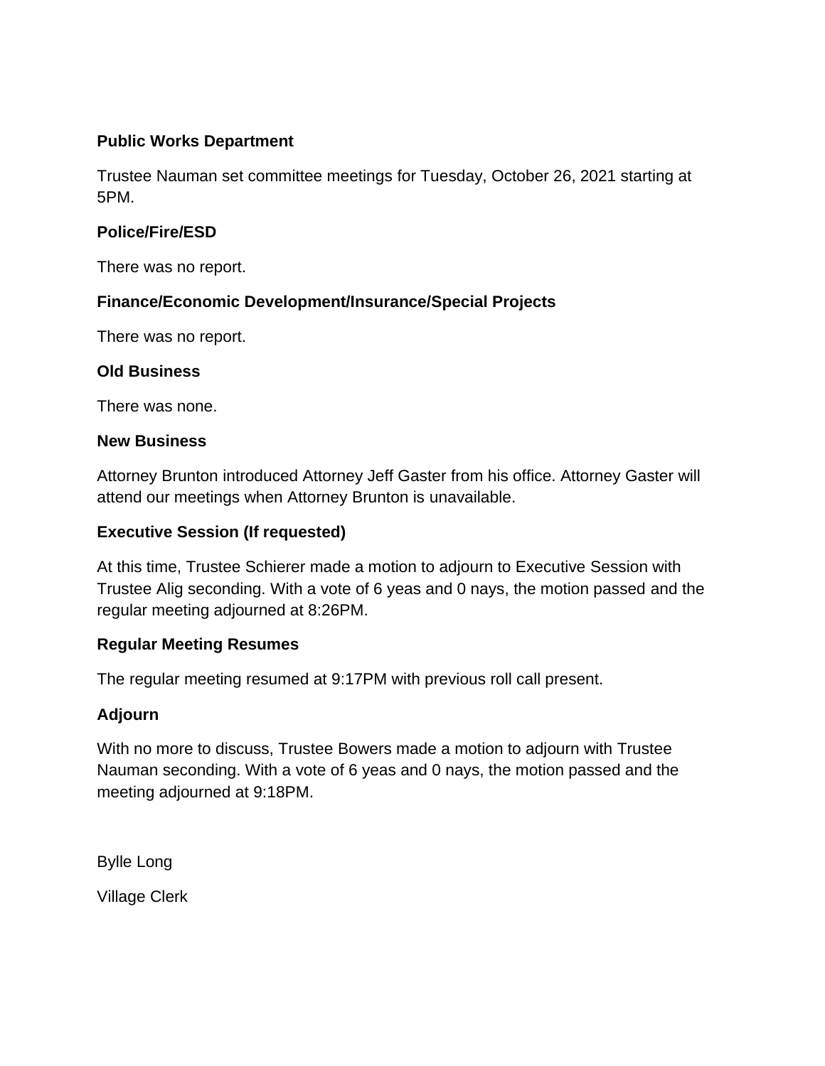**Public Works Department**

Trustee Nauman set committee meetings for Tuesday, October 26, 2021 starting at 5PM.

**Police/Fire/ESD**

There was no report.

**Finance/Economic Development/Insurance/Special Projects**

There was no report.

**Old Business**

There was none.

**New Business**

Attorney Brunton introduced Attorney Jeff Gaster from his office. Attorney Gaster will attend our meetings when Attorney Brunton is unavailable.

**Executive Session (If requested)**

At this time, Trustee Schierer made a motion to adjourn to Executive Session with Trustee Alig seconding. With a vote of 6 yeas and 0 nays, the motion passed and the regular meeting adjourned at 8:26PM.

**Regular Meeting Resumes**

The regular meeting resumed at 9:17PM with previous roll call present.

**Adjourn**

With no more to discuss, Trustee Bowers made a motion to adjourn with Trustee Nauman seconding. With a vote of 6 yeas and 0 nays, the motion passed and the meeting adjourned at 9:18PM.

Bylle Long

Village Clerk